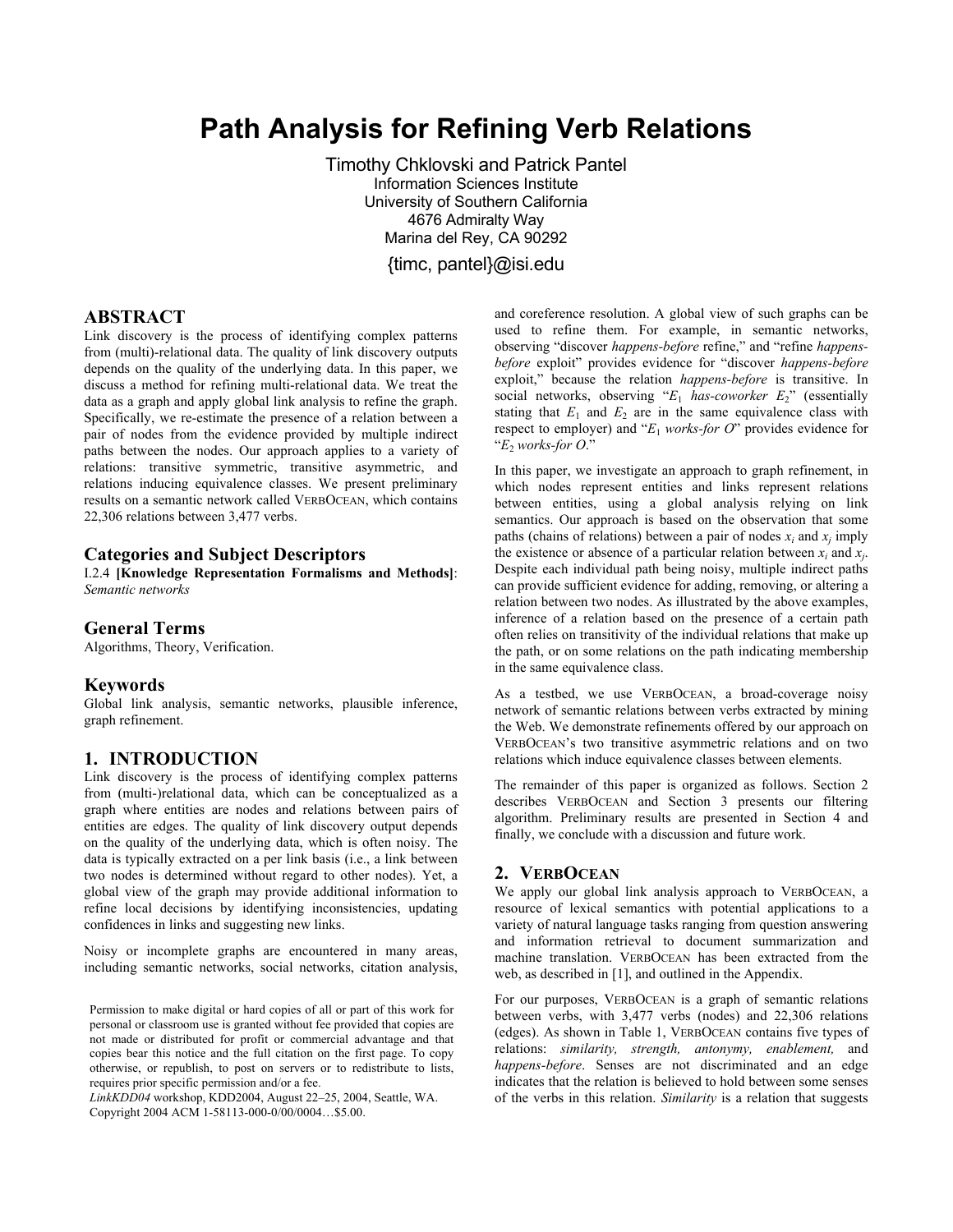# Path Analysis for Refining Verb Relations

Timothy Chklovski and Patrick Pantel
Information Sciences Institute
University of Southern California
4676 Admiralty Way
Marina del Rey, CA 90292

{timc, pantel}@isi.edu

## ABSTRACT

Link discovery is the process of identifying complex patterns from (multi)-relational data. The quality of link discovery outputs depends on the quality of the underlying data. In this paper, we discuss a method for refining multi-relational data. We treat the data as a graph and apply global link analysis to refine the graph. Specifically, we re-estimate the presence of a relation between a pair of nodes from the evidence provided by multiple indirect paths between the nodes. Our approach applies to a variety of relations: transitive symmetric, transitive asymmetric, and relations inducing equivalence classes. We present preliminary results on a semantic network called VERBOCEAN, which contains 22,306 relations between 3,477 verbs.

### Categories and Subject Descriptors

I.2.4 **[Knowledge Representation Formalisms and Methods]**: *Semantic networks*

### General Terms

Algorithms, Theory, Verification.

### Keywords

Global link analysis, semantic networks, plausible inference, graph refinement.

## 1. INTRODUCTION

Link discovery is the process of identifying complex patterns from (multi-)relational data, which can be conceptualized as a graph where entities are nodes and relations between pairs of entities are edges. The quality of link discovery output depends on the quality of the underlying data, which is often noisy. The data is typically extracted on a per link basis (i.e., a link between two nodes is determined without regard to other nodes). Yet, a global view of the graph may provide additional information to refine local decisions by identifying inconsistencies, updating confidences in links and suggesting new links.

Noisy or incomplete graphs are encountered in many areas, including semantic networks, social networks, citation analysis, and coreference resolution. A global view of such graphs can be used to refine them. For example, in semantic networks, observing "discover *happens-before* refine," and "refine *happens-before* exploit" provides evidence for "discover *happens-before* exploit," because the relation *happens-before* is transitive. In social networks, observing "$E_1$ *has-coworker* $E_2$" (essentially stating that $E_1$ and $E_2$ are in the same equivalence class with respect to employer) and "$E_1$ *works-for O*" provides evidence for "$E_2$ *works-for O*."

In this paper, we investigate an approach to graph refinement, in which nodes represent entities and links represent relations between entities, using a global analysis relying on link semantics. Our approach is based on the observation that some paths (chains of relations) between a pair of nodes $x_i$ and $x_j$ imply the existence or absence of a particular relation between $x_i$ and $x_j$. Despite each individual path being noisy, multiple indirect paths can provide sufficient evidence for adding, removing, or altering a relation between two nodes. As illustrated by the above examples, inference of a relation based on the presence of a certain path often relies on transitivity of the individual relations that make up the path, or on some relations on the path indicating membership in the same equivalence class.

As a testbed, we use VERBOCEAN, a broad-coverage noisy network of semantic relations between verbs extracted by mining the Web. We demonstrate refinements offered by our approach on VERBOCEAN's two transitive asymmetric relations and on two relations which induce equivalence classes between elements.

The remainder of this paper is organized as follows. Section 2 describes VERBOCEAN and Section 3 presents our filtering algorithm. Preliminary results are presented in Section 4 and finally, we conclude with a discussion and future work.

## 2. VERBOCEAN

We apply our global link analysis approach to VERBOCEAN, a resource of lexical semantics with potential applications to a variety of natural language tasks ranging from question answering and information retrieval to document summarization and machine translation. VERBOCEAN has been extracted from the web, as described in [1], and outlined in the Appendix.

For our purposes, VERBOCEAN is a graph of semantic relations between verbs, with 3,477 verbs (nodes) and 22,306 relations (edges). As shown in Table 1, VERBOCEAN contains five types of relations: *similarity, strength, antonymy, enablement,* and *happens-before*. Senses are not discriminated and an edge indicates that the relation is believed to hold between some senses of the verbs in this relation. *Similarity* is a relation that suggests

Permission to make digital or hard copies of all or part of this work for personal or classroom use is granted without fee provided that copies are not made or distributed for profit or commercial advantage and that copies bear this notice and the full citation on the first page. To copy otherwise, or republish, to post on servers or to redistribute to lists, requires prior specific permission and/or a fee.
*LinkKDD04* workshop, KDD2004, August 22–25, 2004, Seattle, WA.
Copyright 2004 ACM 1-58113-000-0/00/0004…$5.00.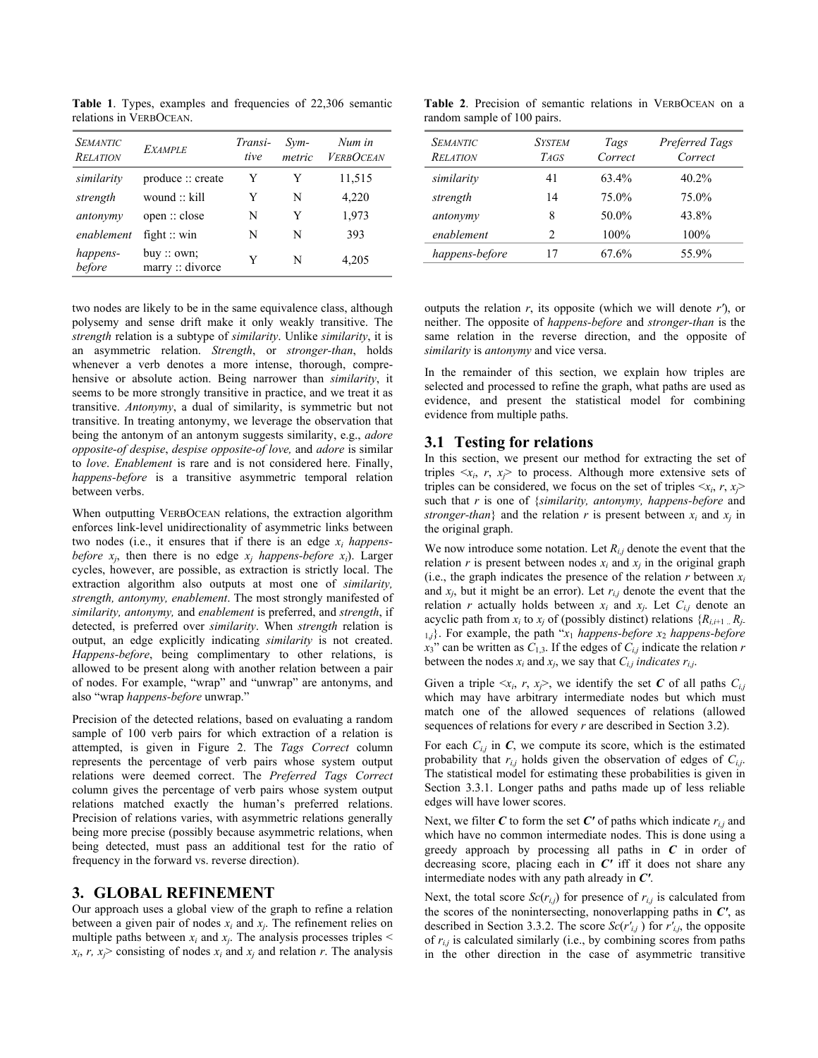**Table 1**. Types, examples and frequencies of 22,306 semantic relations in VERBOCEAN.

| *Semantic Relation* | *Example* | *Transitive* | *Symmetric* | *Num in VerbOcean* |
|---|---|---|---|---|
| *similarity* | produce :: create | Y | Y | 11,515 |
| *strength* | wound :: kill | Y | N | 4,220 |
| *antonymy* | open :: close | N | Y | 1,973 |
| *enablement* | fight :: win | N | N | 393 |
| *happens-before* | buy :: own; marry :: divorce | Y | N | 4,205 |

**Table 2**. Precision of semantic relations in VERBOCEAN on a random sample of 100 pairs.

| *Semantic Relation* | *System Tags* | *Tags Correct* | *Preferred Tags Correct* |
|---|---|---|---|
| *similarity* | 41 | 63.4% | 40.2% |
| *strength* | 14 | 75.0% | 75.0% |
| *antonymy* | 8 | 50.0% | 43.8% |
| *enablement* | 2 | 100% | 100% |
| *happens-before* | 17 | 67.6% | 55.9% |

two nodes are likely to be in the same equivalence class, although polysemy and sense drift make it only weakly transitive. The *strength* relation is a subtype of *similarity*. Unlike *similarity*, it is an asymmetric relation. *Strength*, or *stronger-than*, holds whenever a verb denotes a more intense, thorough, comprehensive or absolute action. Being narrower than *similarity*, it seems to be more strongly transitive in practice, and we treat it as transitive. *Antonymy*, a dual of similarity, is symmetric but not transitive. In treating antonymy, we leverage the observation that being the antonym of an antonym suggests similarity, e.g., *adore opposite-of despise*, *despise opposite-of love,* and *adore* is similar to *love*. *Enablement* is rare and is not considered here. Finally, *happens-before* is a transitive asymmetric temporal relation between verbs.

When outputting VERBOCEAN relations, the extraction algorithm enforces link-level unidirectionality of asymmetric links between two nodes (i.e., it ensures that if there is an edge $x_i$ *happens-before* $x_j$, then there is no edge $x_j$ *happens-before* $x_i$). Larger cycles, however, are possible, as extraction is strictly local. The extraction algorithm also outputs at most one of *similarity, strength, antonymy, enablement*. The most strongly manifested of *similarity, antonymy,* and *enablement* is preferred, and *strength*, if detected, is preferred over *similarity*. When *strength* relation is output, an edge explicitly indicating *similarity* is not created. *Happens-before*, being complimentary to other relations, is allowed to be present along with another relation between a pair of nodes. For example, "wrap" and "unwrap" are antonyms, and also "wrap *happens-before* unwrap."

Precision of the detected relations, based on evaluating a random sample of 100 verb pairs for which extraction of a relation is attempted, is given in Figure 2. The *Tags Correct* column represents the percentage of verb pairs whose system output relations were deemed correct. The *Preferred Tags Correct* column gives the percentage of verb pairs whose system output relations matched exactly the human's preferred relations. Precision of relations varies, with asymmetric relations generally being more precise (possibly because asymmetric relations, when being detected, must pass an additional test for the ratio of frequency in the forward vs. reverse direction).

## 3. GLOBAL REFINEMENT

Our approach uses a global view of the graph to refine a relation between a given pair of nodes $x_i$ and $x_j$. The refinement relies on multiple paths between $x_i$ and $x_j$. The analysis processes triples < $x_i$, $r$, $x_j$> consisting of nodes $x_i$ and $x_j$ and relation $r$. The analysis outputs the relation $r$, its opposite (which we will denote $r'$), or neither. The opposite of *happens-before* and *stronger-than* is the same relation in the reverse direction, and the opposite of *similarity* is *antonymy* and vice versa.

In the remainder of this section, we explain how triples are selected and processed to refine the graph, what paths are used as evidence, and present the statistical model for combining evidence from multiple paths.

### 3.1 Testing for relations

In this section, we present our method for extracting the set of triples <$x_i$, $r$, $x_j$> to process. Although more extensive sets of triples can be considered, we focus on the set of triples <$x_i$, $r$, $x_j$> such that $r$ is one of {*similarity, antonymy, happens-before* and *stronger-than*} and the relation $r$ is present between $x_i$ and $x_j$ in the original graph.

We now introduce some notation. Let $R_{i,j}$ denote the event that the relation $r$ is present between nodes $x_i$ and $x_j$ in the original graph (i.e., the graph indicates the presence of the relation $r$ between $x_i$ and $x_j$, but it might be an error). Let $r_{i,j}$ denote the event that the relation $r$ actually holds between $x_i$ and $x_j$. Let $C_{i,j}$ denote an acyclic path from $x_i$ to $x_j$ of (possibly distinct) relations $\{R_{i,i+1} .. R_{j-1,j}\}$. For example, the path "$x_1$ *happens-before* $x_2$ *happens-before* $x_3$" can be written as $C_{1,3}$. If the edges of $C_{i,j}$ indicate the relation $r$ between the nodes $x_i$ and $x_j$, we say that $C_{i,j}$ *indicates* $r_{i,j}$.

Given a triple <$x_i$, $r$, $x_j$>, we identify the set $\boldsymbol{C}$ of all paths $C_{i,j}$ which may have arbitrary intermediate nodes but which must match one of the allowed sequences of relations (allowed sequences of relations for every $r$ are described in Section 3.2).

For each $C_{i,j}$ in $\boldsymbol{C}$, we compute its score, which is the estimated probability that $r_{i,j}$ holds given the observation of edges of $C_{i,j}$. The statistical model for estimating these probabilities is given in Section 3.3.1. Longer paths and paths made up of less reliable edges will have lower scores.

Next, we filter $\boldsymbol{C}$ to form the set $\boldsymbol{C'}$ of paths which indicate $r_{i,j}$ and which have no common intermediate nodes. This is done using a greedy approach by processing all paths in $\boldsymbol{C}$ in order of decreasing score, placing each in $\boldsymbol{C'}$ iff it does not share any intermediate nodes with any path already in $\boldsymbol{C'}$.

Next, the total score $Sc(r_{i,j})$ for presence of $r_{i,j}$ is calculated from the scores of the nonintersecting, nonoverlapping paths in $\boldsymbol{C'}$, as described in Section 3.3.2. The score $Sc(r'_{i,j})$ for $r'_{i,j}$, the opposite of $r_{i,j}$ is calculated similarly (i.e., by combining scores from paths in the other direction in the case of asymmetric transitive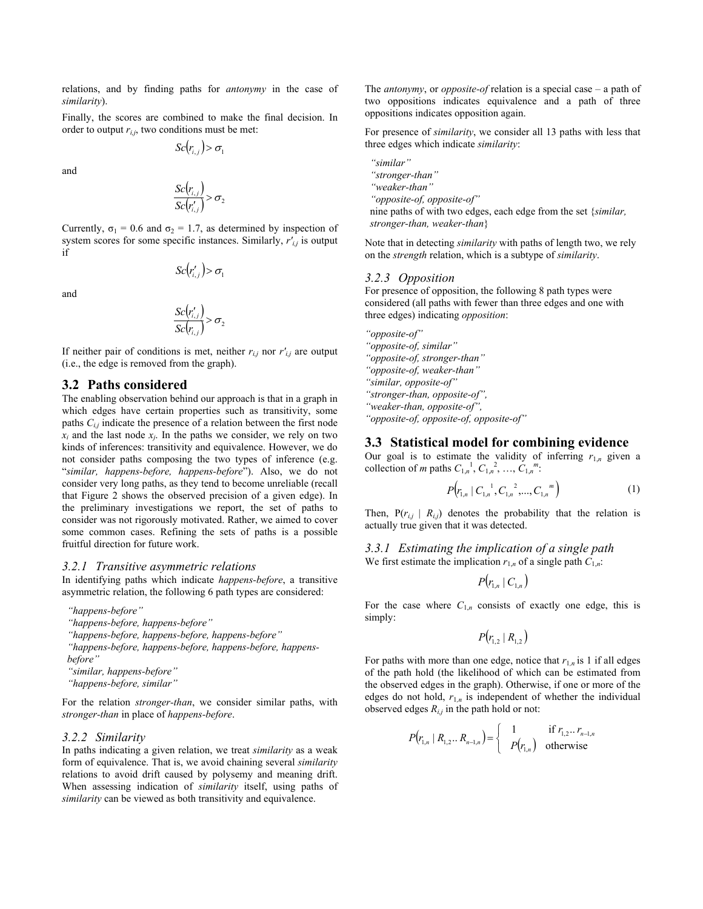relations, and by finding paths for *antonymy* in the case of *similarity*).

Finally, the scores are combined to make the final decision. In order to output $r_{i,j}$, two conditions must be met:

$$Sc(r_{i,j}) > \sigma_1$$

and

$$\frac{Sc(r_{i,j})}{Sc(r'_{i,j})} > \sigma_2$$

Currently, $\sigma_1 = 0.6$ and $\sigma_2 = 1.7$, as determined by inspection of system scores for some specific instances. Similarly, $r'_{i,j}$ is output if

$$Sc(r'_{i,j}) > \sigma_1$$

and

$$\frac{Sc(r'_{i,j})}{Sc(r_{i,j})} > \sigma_2$$

If neither pair of conditions is met, neither $r_{i,j}$ nor $r'_{i,j}$ are output (i.e., the edge is removed from the graph).

## 3.2 Paths considered

The enabling observation behind our approach is that in a graph in which edges have certain properties such as transitivity, some paths $C_{i,j}$ indicate the presence of a relation between the first node $x_i$ and the last node $x_j$. In the paths we consider, we rely on two kinds of inferences: transitivity and equivalence. However, we do not consider paths composing the two types of inference (e.g. "*similar, happens-before, happens-before*"). Also, we do not consider very long paths, as they tend to become unreliable (recall that Figure 2 shows the observed precision of a given edge). In the preliminary investigations we report, the set of paths to consider was not rigorously motivated. Rather, we aimed to cover some common cases. Refining the sets of paths is a possible fruitful direction for future work.

### 3.2.1 Transitive asymmetric relations

In identifying paths which indicate *happens-before*, a transitive asymmetric relation, the following 6 path types are considered:

*"happens-before"*
*"happens-before, happens-before"*
*"happens-before, happens-before, happens-before"*
*"happens-before, happens-before, happens-before, happens-before"*
*"similar, happens-before"*
*"happens-before, similar"*

For the relation *stronger-than*, we consider similar paths, with *stronger-than* in place of *happens-before*.

### 3.2.2 Similarity

In paths indicating a given relation, we treat *similarity* as a weak form of equivalence. That is, we avoid chaining several *similarity* relations to avoid drift caused by polysemy and meaning drift. When assessing indication of *similarity* itself, using paths of *similarity* can be viewed as both transitivity and equivalence.

The *antonymy*, or *opposite-of* relation is a special case – a path of two oppositions indicates equivalence and a path of three oppositions indicates opposition again.

For presence of *similarity*, we consider all 13 paths with less that three edges which indicate *similarity*:

*"similar"*
*"stronger-than"*
*"weaker-than"*
*"opposite-of, opposite-of"*
nine paths of with two edges, each edge from the set {*similar, stronger-than, weaker-than*}

Note that in detecting *similarity* with paths of length two, we rely on the *strength* relation, which is a subtype of *similarity*.

### 3.2.3 Opposition

For presence of opposition, the following 8 path types were considered (all paths with fewer than three edges and one with three edges) indicating *opposition*:

*"opposite-of"*
*"opposite-of, similar"*
*"opposite-of, stronger-than"*
*"opposite-of, weaker-than"*
*"similar, opposite-of"*
*"stronger-than, opposite-of"*,
*"weaker-than, opposite-of"*,
*"opposite-of, opposite-of, opposite-of"*

## 3.3 Statistical model for combining evidence

Our goal is to estimate the validity of inferring $r_{1,n}$ given a collection of $m$ paths $C_{1,n}^{\ 1}, C_{1,n}^{\ 2}, \ldots, C_{1,n}^{\ m}$:

$$P\left(r_{1,n} \mid C_{1,n}^{\ 1}, C_{1,n}^{\ 2}, \ldots, C_{1,n}^{\ m}\right) \tag{1}$$

Then, $P(r_{i,j} \mid R_{i,j})$ denotes the probability that the relation is actually true given that it was detected.

### 3.3.1 Estimating the implication of a single path

We first estimate the implication $r_{1,n}$ of a single path $C_{1,n}$:

$$P\left(r_{1,n} \mid C_{1,n}\right)$$

For the case where $C_{1,n}$ consists of exactly one edge, this is simply:

$$P\left(r_{1,2} \mid R_{1,2}\right)$$

For paths with more than one edge, notice that $r_{1,n}$ is 1 if all edges of the path hold (the likelihood of which can be estimated from the observed edges in the graph). Otherwise, if one or more of the edges do not hold, $r_{1,n}$ is independent of whether the individual observed edges $R_{i,j}$ in the path hold or not:

$$P\left(r_{1,n} \mid R_{1,2} .. R_{n-1,n}\right) = \begin{cases} 1 & \text{if } r_{1,2} .. r_{n-1,n} \\ P\left(r_{1,n}\right) & \text{otherwise} \end{cases}$$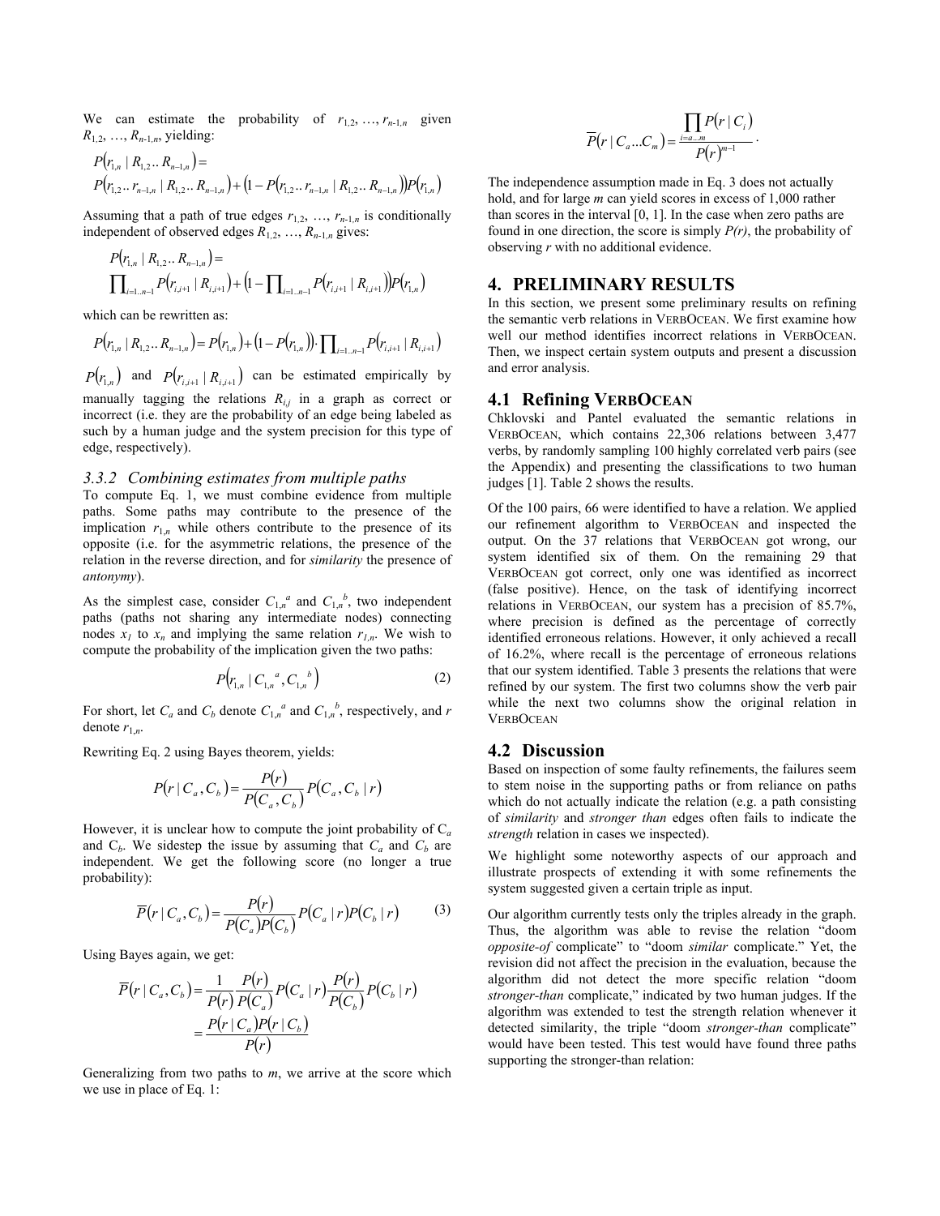We can estimate the probability of $r_{1,2}, \ldots, r_{n-1,n}$ given $R_{1,2}, \ldots, R_{n-1,n}$, yielding:

$$P(r_{1,n} \mid R_{1,2}..R_{n-1,n}) =$$
$$P(r_{1,2}..r_{n-1,n} \mid R_{1,2}..R_{n-1,n}) + (1 - P(r_{1,2}..r_{n-1,n} \mid R_{1,2}..R_{n-1,n}))P(r_{1,n})$$

Assuming that a path of true edges $r_{1,2}, \ldots, r_{n-1,n}$ is conditionally independent of observed edges $R_{1,2}, \ldots, R_{n-1,n}$ gives:

$$P(r_{1,n} \mid R_{1,2}..R_{n-1,n}) =$$
$$\prod_{i=1..n-1} P(r_{i,i+1} \mid R_{i,i+1}) + \left(1 - \prod_{i=1..n-1} P(r_{i,i+1} \mid R_{i,i+1})\right)P(r_{1,n})$$

which can be rewritten as:

$$P(r_{1,n} \mid R_{1,2}..R_{n-1,n}) = P(r_{1,n}) + (1 - P(r_{1,n})) \cdot \prod_{i=1..n-1} P(r_{i,i+1} \mid R_{i,i+1})$$

$P(r_{1,n})$ and $P(r_{i,i+1} \mid R_{i,i+1})$ can be estimated empirically by manually tagging the relations $R_{i,j}$ in a graph as correct or incorrect (i.e. they are the probability of an edge being labeled as such by a human judge and the system precision for this type of edge, respectively).

### *3.3.2 Combining estimates from multiple paths*

To compute Eq. 1, we must combine evidence from multiple paths. Some paths may contribute to the presence of the implication $r_{1,n}$ while others contribute to the presence of its opposite (i.e. for the asymmetric relations, the presence of the relation in the reverse direction, and for *similarity* the presence of *antonymy*).

As the simplest case, consider $C_{1,n}^{a}$ and $C_{1,n}^{b}$, two independent paths (paths not sharing any intermediate nodes) connecting nodes $x_1$ to $x_n$ and implying the same relation $r_{1,n}$. We wish to compute the probability of the implication given the two paths:

$$P(r_{1,n} \mid C_{1,n}^{a}, C_{1,n}^{b}) \tag{2}$$

For short, let $C_a$ and $C_b$ denote $C_{1,n}^{a}$ and $C_{1,n}^{b}$, respectively, and $r$ denote $r_{1,n}$.

Rewriting Eq. 2 using Bayes theorem, yields:

$$P(r \mid C_a, C_b) = \frac{P(r)}{P(C_a, C_b)} P(C_a, C_b \mid r)$$

However, it is unclear how to compute the joint probability of $C_a$ and $C_b$. We sidestep the issue by assuming that $C_a$ and $C_b$ are independent. We get the following score (no longer a true probability):

$$\overline{P}(r \mid C_a, C_b) = \frac{P(r)}{P(C_a)P(C_b)} P(C_a \mid r)P(C_b \mid r) \tag{3}$$

Using Bayes again, we get:

$$\overline{P}(r \mid C_a, C_b) = \frac{1}{P(r)} \frac{P(r)}{P(C_a)} P(C_a \mid r) \frac{P(r)}{P(C_b)} P(C_b \mid r)$$
$$= \frac{P(r \mid C_a)P(r \mid C_b)}{P(r)}$$

Generalizing from two paths to $m$, we arrive at the score which we use in place of Eq. 1:

$$\overline{P}(r \mid C_a ... C_m) = \frac{\prod_{i=a...m} P(r \mid C_i)}{P(r)^{m-1}}.$$

The independence assumption made in Eq. 3 does not actually hold, and for large $m$ can yield scores in excess of 1,000 rather than scores in the interval [0, 1]. In the case when zero paths are found in one direction, the score is simply *P(r)*, the probability of observing *r* with no additional evidence.

## 4. PRELIMINARY RESULTS

In this section, we present some preliminary results on refining the semantic verb relations in VERBOCEAN. We first examine how well our method identifies incorrect relations in VERBOCEAN. Then, we inspect certain system outputs and present a discussion and error analysis.

### 4.1 Refining VERBOCEAN

Chklovski and Pantel evaluated the semantic relations in VERBOCEAN, which contains 22,306 relations between 3,477 verbs, by randomly sampling 100 highly correlated verb pairs (see the Appendix) and presenting the classifications to two human judges [1]. Table 2 shows the results.

Of the 100 pairs, 66 were identified to have a relation. We applied our refinement algorithm to VERBOCEAN and inspected the output. On the 37 relations that VERBOCEAN got wrong, our system identified six of them. On the remaining 29 that VERBOCEAN got correct, only one was identified as incorrect (false positive). Hence, on the task of identifying incorrect relations in VERBOCEAN, our system has a precision of 85.7%, where precision is defined as the percentage of correctly identified erroneous relations. However, it only achieved a recall of 16.2%, where recall is the percentage of erroneous relations that our system identified. Table 3 presents the relations that were refined by our system. The first two columns show the verb pair while the next two columns show the original relation in VERBOCEAN

### 4.2 Discussion

Based on inspection of some faulty refinements, the failures seem to stem noise in the supporting paths or from reliance on paths which do not actually indicate the relation (e.g. a path consisting of *similarity* and *stronger than* edges often fails to indicate the *strength* relation in cases we inspected).

We highlight some noteworthy aspects of our approach and illustrate prospects of extending it with some refinements the system suggested given a certain triple as input.

Our algorithm currently tests only the triples already in the graph. Thus, the algorithm was able to revise the relation "doom *opposite-of* complicate" to "doom *similar* complicate." Yet, the revision did not affect the precision in the evaluation, because the algorithm did not detect the more specific relation "doom *stronger-than* complicate," indicated by two human judges. If the algorithm was extended to test the strength relation whenever it detected similarity, the triple "doom *stronger-than* complicate" would have been tested. This test would have found three paths supporting the stronger-than relation: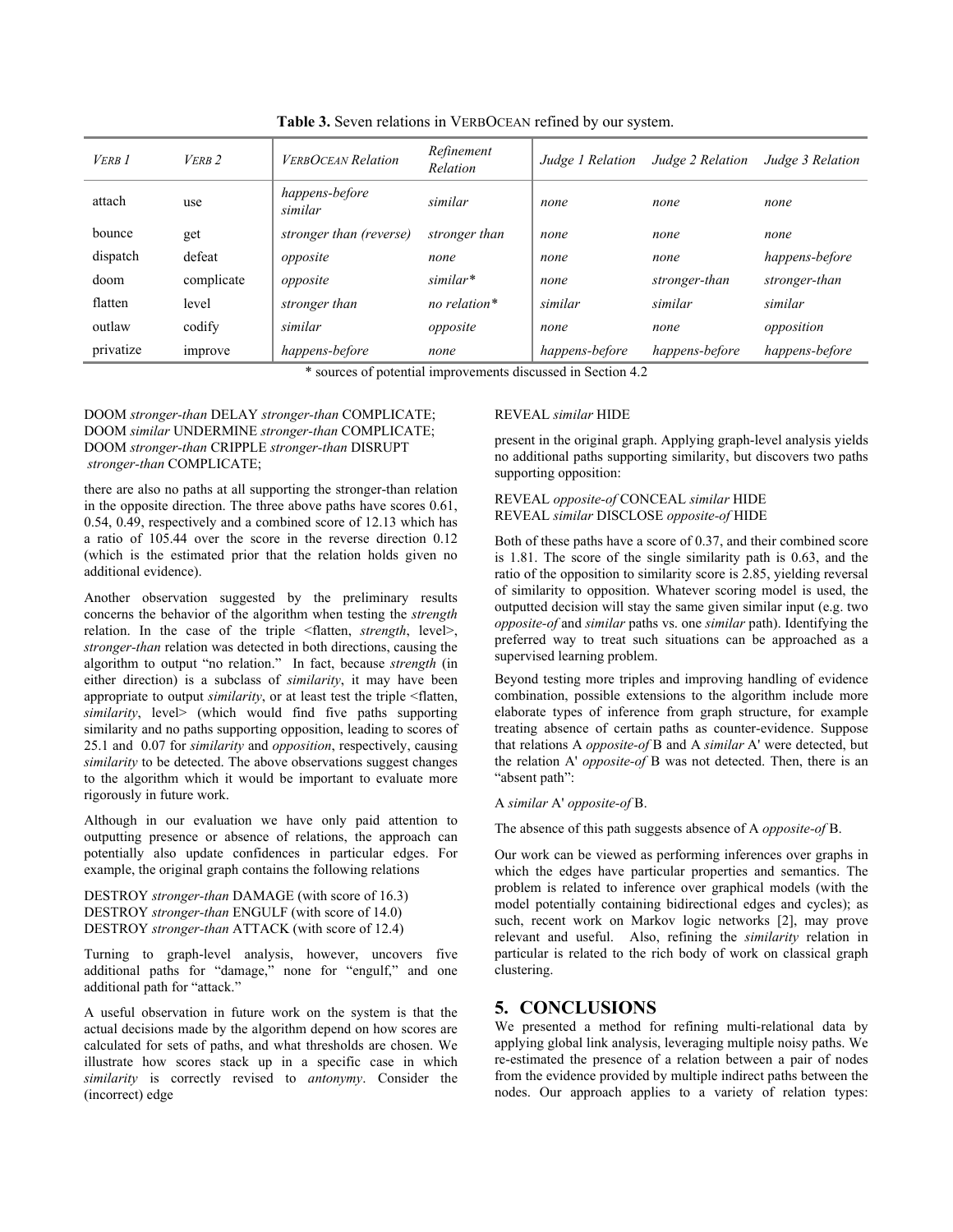**Table 3.** Seven relations in VERBOCEAN refined by our system.

| *Verb 1* | *Verb 2* | *VerbOcean Relation* | *Refinement Relation* | *Judge 1 Relation* | *Judge 2 Relation* | *Judge 3 Relation* |
|---|---|---|---|---|---|---|
| attach | use | *happens-before similar* | *similar* | *none* | *none* | *none* |
| bounce | get | *stronger than (reverse)* | *stronger than* | *none* | *none* | *none* |
| dispatch | defeat | *opposite* | *none* | *none* | *none* | *happens-before* |
| doom | complicate | *opposite* | *similar** | *none* | *stronger-than* | *stronger-than* |
| flatten | level | *stronger than* | *no relation** | *similar* | *similar* | *similar* |
| outlaw | codify | *similar* | *opposite* | *none* | *none* | *opposition* |
| privatize | improve | *happens-before* | *none* | *happens-before* | *happens-before* | *happens-before* |

\* sources of potential improvements discussed in Section 4.2

DOOM *stronger-than* DELAY *stronger-than* COMPLICATE;
DOOM *similar* UNDERMINE *stronger-than* COMPLICATE;
DOOM *stronger-than* CRIPPLE *stronger-than* DISRUPT *stronger-than* COMPLICATE;

there are also no paths at all supporting the stronger-than relation in the opposite direction. The three above paths have scores 0.61, 0.54, 0.49, respectively and a combined score of 12.13 which has a ratio of 105.44 over the score in the reverse direction 0.12 (which is the estimated prior that the relation holds given no additional evidence).

Another observation suggested by the preliminary results concerns the behavior of the algorithm when testing the *strength* relation. In the case of the triple <flatten, *strength*, level>, *stronger-than* relation was detected in both directions, causing the algorithm to output "no relation." In fact, because *strength* (in either direction) is a subclass of *similarity*, it may have been appropriate to output *similarity*, or at least test the triple <flatten, *similarity*, level> (which would find five paths supporting similarity and no paths supporting opposition, leading to scores of 25.1 and 0.07 for *similarity* and *opposition*, respectively, causing *similarity* to be detected. The above observations suggest changes to the algorithm which it would be important to evaluate more rigorously in future work.

Although in our evaluation we have only paid attention to outputting presence or absence of relations, the approach can potentially also update confidences in particular edges. For example, the original graph contains the following relations

DESTROY *stronger-than* DAMAGE (with score of 16.3)
DESTROY *stronger-than* ENGULF (with score of 14.0)
DESTROY *stronger-than* ATTACK (with score of 12.4)

Turning to graph-level analysis, however, uncovers five additional paths for "damage," none for "engulf," and one additional path for "attack."

A useful observation in future work on the system is that the actual decisions made by the algorithm depend on how scores are calculated for sets of paths, and what thresholds are chosen. We illustrate how scores stack up in a specific case in which *similarity* is correctly revised to *antonymy*. Consider the (incorrect) edge

REVEAL *similar* HIDE

present in the original graph. Applying graph-level analysis yields no additional paths supporting similarity, but discovers two paths supporting opposition:

REVEAL *opposite-of* CONCEAL *similar* HIDE
REVEAL *similar* DISCLOSE *opposite-of* HIDE

Both of these paths have a score of 0.37, and their combined score is 1.81. The score of the single similarity path is 0.63, and the ratio of the opposition to similarity score is 2.85, yielding reversal of similarity to opposition. Whatever scoring model is used, the outputted decision will stay the same given similar input (e.g. two *opposite-of* and *similar* paths vs. one *similar* path). Identifying the preferred way to treat such situations can be approached as a supervised learning problem.

Beyond testing more triples and improving handling of evidence combination, possible extensions to the algorithm include more elaborate types of inference from graph structure, for example treating absence of certain paths as counter-evidence. Suppose that relations A *opposite-of* B and A *similar* A' were detected, but the relation A' *opposite-of* B was not detected. Then, there is an "absent path":

A *similar* A' *opposite-of* B.

The absence of this path suggests absence of A *opposite-of* B.

Our work can be viewed as performing inferences over graphs in which the edges have particular properties and semantics. The problem is related to inference over graphical models (with the model potentially containing bidirectional edges and cycles); as such, recent work on Markov logic networks [2], may prove relevant and useful. Also, refining the *similarity* relation in particular is related to the rich body of work on classical graph clustering.

## 5. CONCLUSIONS

We presented a method for refining multi-relational data by applying global link analysis, leveraging multiple noisy paths. We re-estimated the presence of a relation between a pair of nodes from the evidence provided by multiple indirect paths between the nodes. Our approach applies to a variety of relation types: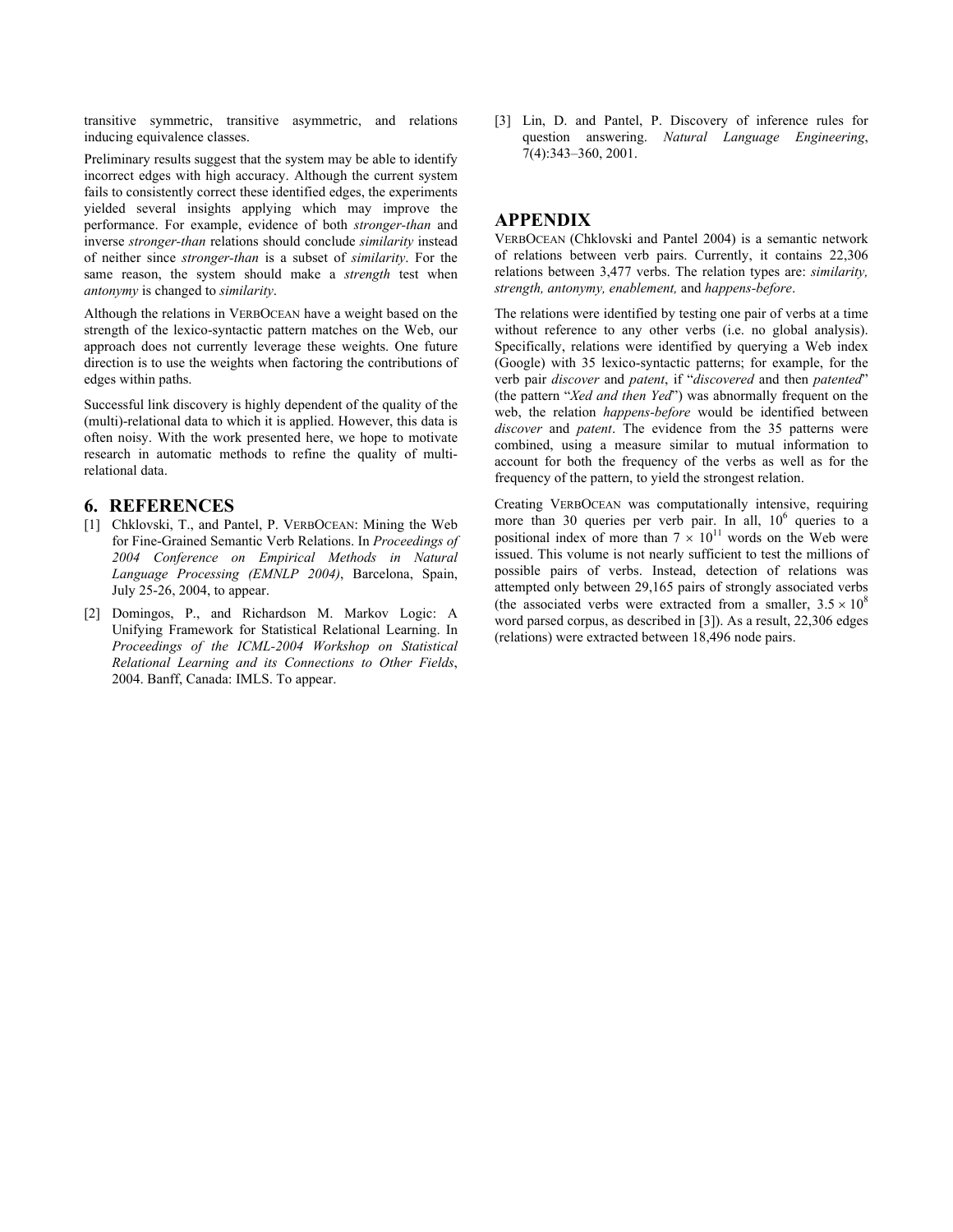transitive symmetric, transitive asymmetric, and relations inducing equivalence classes.

Preliminary results suggest that the system may be able to identify incorrect edges with high accuracy. Although the current system fails to consistently correct these identified edges, the experiments yielded several insights applying which may improve the performance. For example, evidence of both *stronger-than* and inverse *stronger-than* relations should conclude *similarity* instead of neither since *stronger-than* is a subset of *similarity*. For the same reason, the system should make a *strength* test when *antonymy* is changed to *similarity*.

Although the relations in VerbOcean have a weight based on the strength of the lexico-syntactic pattern matches on the Web, our approach does not currently leverage these weights. One future direction is to use the weights when factoring the contributions of edges within paths.

Successful link discovery is highly dependent of the quality of the (multi)-relational data to which it is applied. However, this data is often noisy. With the work presented here, we hope to motivate research in automatic methods to refine the quality of multi-relational data.

## 6. REFERENCES

[1] Chklovski, T., and Pantel, P. VerbOcean: Mining the Web for Fine-Grained Semantic Verb Relations. In *Proceedings of 2004 Conference on Empirical Methods in Natural Language Processing (EMNLP 2004)*, Barcelona, Spain, July 25-26, 2004, to appear.

[2] Domingos, P., and Richardson M. Markov Logic: A Unifying Framework for Statistical Relational Learning. In *Proceedings of the ICML-2004 Workshop on Statistical Relational Learning and its Connections to Other Fields*, 2004. Banff, Canada: IMLS. To appear.

[3] Lin, D. and Pantel, P. Discovery of inference rules for question answering. *Natural Language Engineering*, 7(4):343–360, 2001.

## APPENDIX

VerbOcean (Chklovski and Pantel 2004) is a semantic network of relations between verb pairs. Currently, it contains 22,306 relations between 3,477 verbs. The relation types are: *similarity, strength, antonymy, enablement,* and *happens-before*.

The relations were identified by testing one pair of verbs at a time without reference to any other verbs (i.e. no global analysis). Specifically, relations were identified by querying a Web index (Google) with 35 lexico-syntactic patterns; for example, for the verb pair *discover* and *patent*, if "*discovered* and then *patented*" (the pattern "*Xed and then Yed*") was abnormally frequent on the web, the relation *happens-before* would be identified between *discover* and *patent*. The evidence from the 35 patterns were combined, using a measure similar to mutual information to account for both the frequency of the verbs as well as for the frequency of the pattern, to yield the strongest relation.

Creating VerbOcean was computationally intensive, requiring more than 30 queries per verb pair. In all, $10^6$ queries to a positional index of more than $7 \times 10^{11}$ words on the Web were issued. This volume is not nearly sufficient to test the millions of possible pairs of verbs. Instead, detection of relations was attempted only between 29,165 pairs of strongly associated verbs (the associated verbs were extracted from a smaller, $3.5 \times 10^8$ word parsed corpus, as described in [3]). As a result, 22,306 edges (relations) were extracted between 18,496 node pairs.